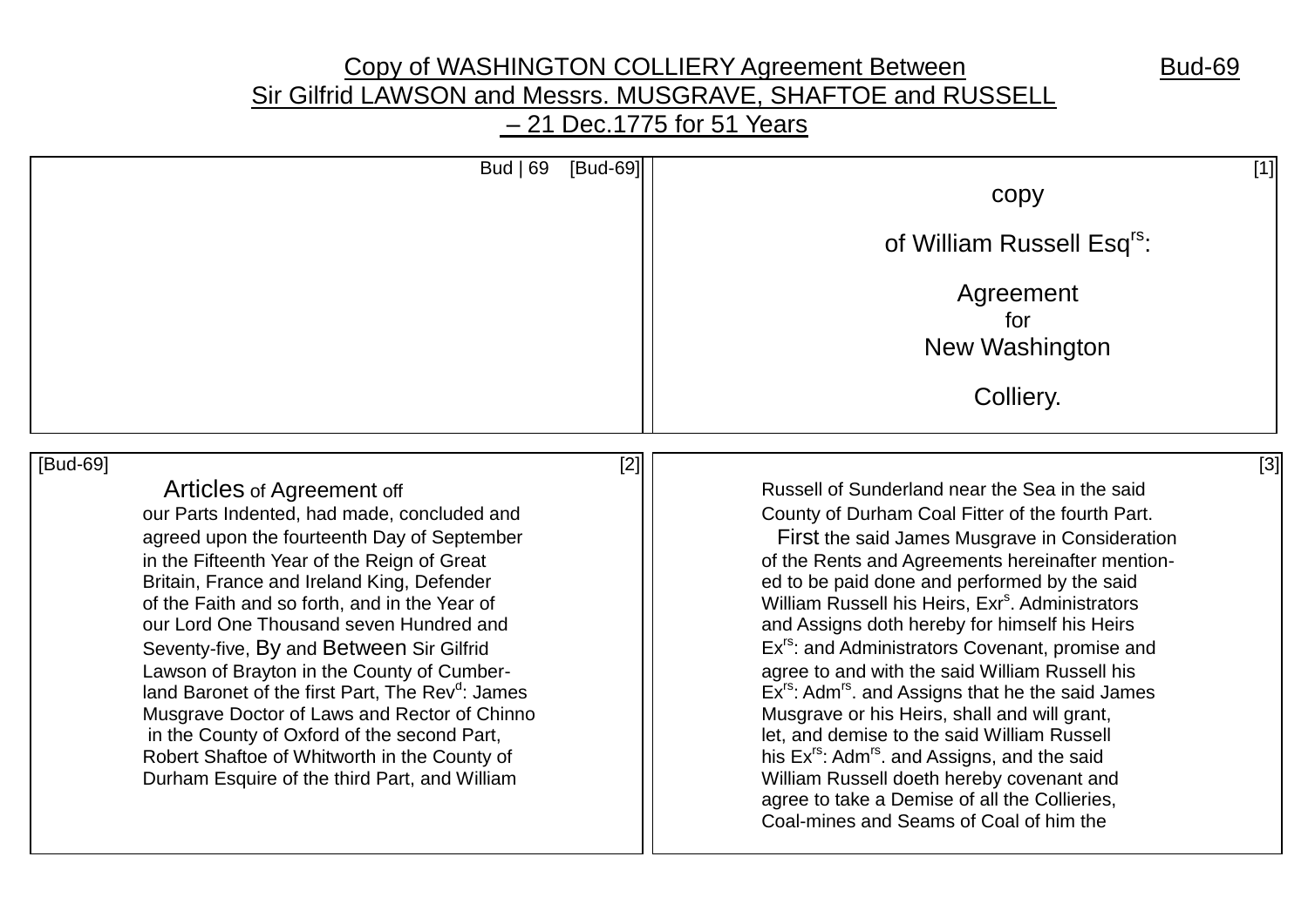# Copy of WASHINGTON COLLIERY Agreement Between Sir Gilfrid LAWSON and Messrs. MUSGRAVE, SHAFTOE and RUSSELL – 21 Dec.1775 for 51 Years

Bud-69

Bud | 69 [Bud-69]

[1]

copy

of William Russell Esq[rs]:

Agreement
for
New Washington

Colliery.

[Bud-69] [2]

Articles of Agreement off
our Parts Indented, had made, concluded and
agreed upon the fourteenth Day of September
in the Fifteenth Year of the Reign of Great
Britain, France and Ireland King, Defender
of the Faith and so forth, and in the Year of
our Lord One Thousand seven Hundred and
Seventy-five, By and Between Sir Gilfrid
Lawson of Brayton in the County of Cumber-
land Baronet of the first Part, The Rev[d]: James
Musgrave Doctor of Laws and Rector of Chinno
in the County of Oxford of the second Part,
Robert Shaftoe of Whitworth in the County of
Durham Esquire of the third Part, and William

[3]

Russell of Sunderland near the Sea in the said
County of Durham Coal Fitter of the fourth Part.
First the said James Musgrave in Consideration
of the Rents and Agreements hereinafter mention-
ed to be paid done and performed by the said
William Russell his Heirs, Exr[s]. Administrators
and Assigns doth hereby for himself his Heirs
Ex[rs]: and Administrators Covenant, promise and
agree to and with the said William Russell his
Ex[rs]: Adm[rs]. and Assigns that he the said James
Musgrave or his Heirs, shall and will grant,
let, and demise to the said William Russell
his Ex[rs]: Adm[rs]. and Assigns, and the said
William Russell doeth hereby covenant and
agree to take a Demise of all the Collieries,
Coal-mines and Seams of Coal of him the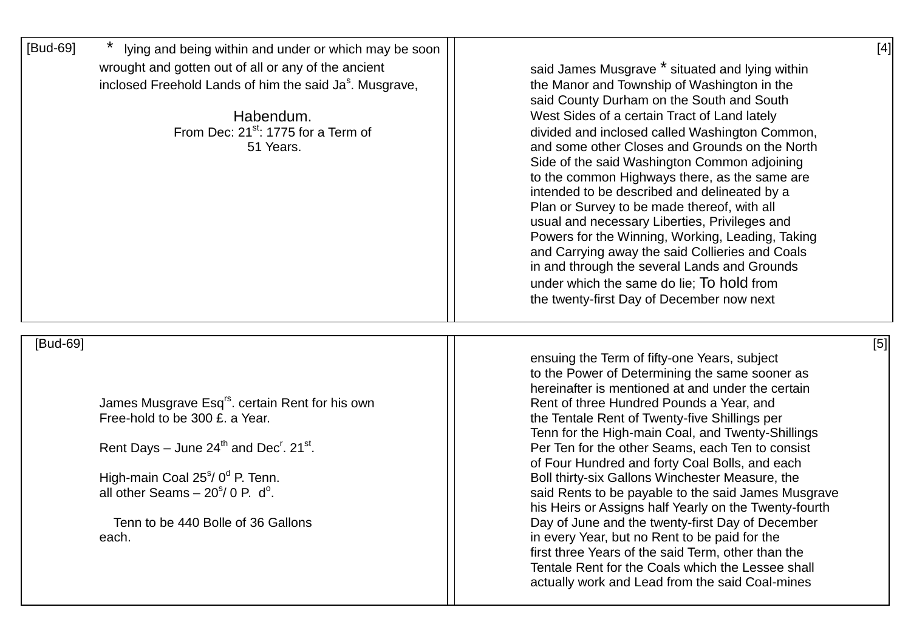[Bud-69]

\* lying and being within and under or which may be soon wrought and gotten out of all or any of the ancient inclosed Freehold Lands of him the said Ja^s^. Musgrave,

Habendum.

From Dec: 21st: 1775 for a Term of 51 Years.

said James Musgrave \* situated and lying within the Manor and Township of Washington in the said County Durham on the South and South West Sides of a certain Tract of Land lately divided and inclosed called Washington Common, and some other Closes and Grounds on the North Side of the said Washington Common adjoining to the common Highways there, as the same are intended to be described and delineated by a Plan or Survey to be made thereof, with all usual and necessary Liberties, Privileges and Powers for the Winning, Working, Leading, Taking and Carrying away the said Collieries and Coals in and through the several Lands and Grounds under which the same do lie; To hold from the twenty-first Day of December now next

[Bud-69]

James Musgrave Esqrs. certain Rent for his own Free-hold to be 300 £. a Year.

Rent Days – June 24th and Decr. 21st.

High-main Coal 25s/ 0d P. Tenn.
all other Seams – 20s/ 0 P. do.

Tenn to be 440 Bolle of 36 Gallons each.

ensuing the Term of fifty-one Years, subject to the Power of Determining the same sooner as hereinafter is mentioned at and under the certain Rent of three Hundred Pounds a Year, and the Tentale Rent of Twenty-five Shillings per Tenn for the High-main Coal, and Twenty-Shillings Per Ten for the other Seams, each Ten to consist of Four Hundred and forty Coal Bolls, and each Boll thirty-six Gallons Winchester Measure, the said Rents to be payable to the said James Musgrave his Heirs or Assigns half Yearly on the Twenty-fourth Day of June and the twenty-first Day of December in every Year, but no Rent to be paid for the first three Years of the said Term, other than the Tentale Rent for the Coals which the Lessee shall actually work and Lead from the said Coal-mines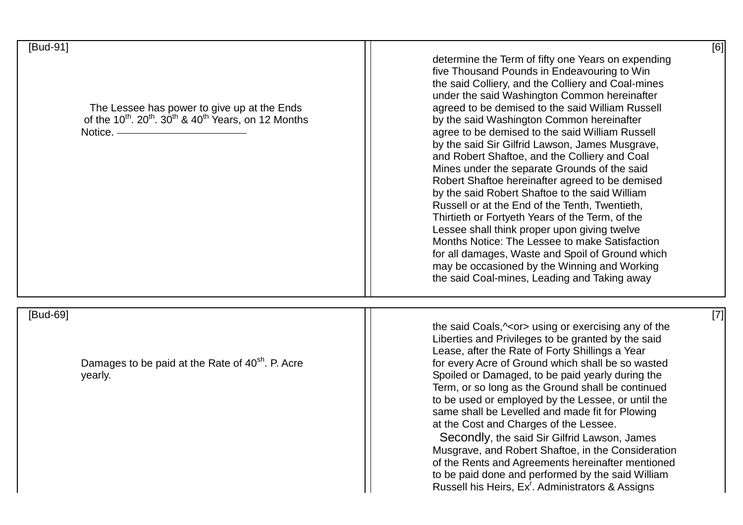[Bud-91]

The Lessee has power to give up at the Ends of the 10th. 20th. 30th & 40th Years, on 12 Months Notice.

[6]

determine the Term of fifty one Years on expending five Thousand Pounds in Endeavouring to Win the said Colliery, and the Colliery and Coal-mines under the said Washington Common hereinafter agreed to be demised to the said William Russell by the said Washington Common hereinafter agree to be demised to the said William Russell by the said Sir Gilfrid Lawson, James Musgrave, and Robert Shaftoe, and the Colliery and Coal Mines under the separate Grounds of the said Robert Shaftoe hereinafter agreed to be demised by the said Robert Shaftoe to the said William Russell or at the End of the Tenth, Twentieth, Thirtieth or Fortyeth Years of the Term, of the Lessee shall think proper upon giving twelve Months Notice: The Lessee to make Satisfaction for all damages, Waste and Spoil of Ground which may be occasioned by the Winning and Working the said Coal-mines, Leading and Taking away

[Bud-69]

Damages to be paid at the Rate of 40sh. P. Acre yearly.

[7]

the said Coals,^<or> using or exercising any of the Liberties and Privileges to be granted by the said Lease, after the Rate of Forty Shillings a Year for every Acre of Ground which shall be so wasted Spoiled or Damaged, to be paid yearly during the Term, or so long as the Ground shall be continued to be used or employed by the Lessee, or until the same shall be Levelled and made fit for Plowing at the Cost and Charges of the Lessee.

Secondly, the said Sir Gilfrid Lawson, James Musgrave, and Robert Shaftoe, in the Consideration of the Rents and Agreements hereinafter mentioned to be paid done and performed by the said William Russell his Heirs, Exr. Administrators & Assigns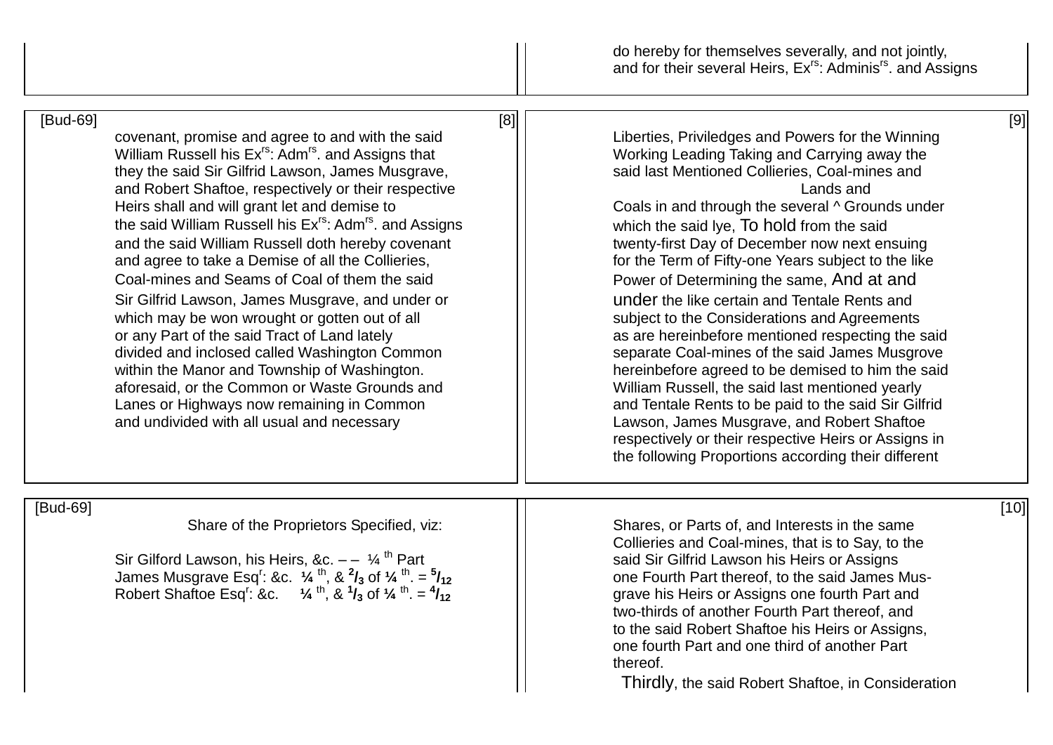do hereby for themselves severally, and not jointly, and for their several Heirs, Ex[rs]: Adminis[rs]. and Assigns

[Bud-69] [8]

covenant, promise and agree to and with the said William Russell his Ex[rs]: Adm[rs]. and Assigns that they the said Sir Gilfrid Lawson, James Musgrave, and Robert Shaftoe, respectively or their respective Heirs shall and will grant let and demise to the said William Russell his Ex[rs]: Adm[rs]. and Assigns and the said William Russell doth hereby covenant and agree to take a Demise of all the Collieries, Coal-mines and Seams of Coal of them the said Sir Gilfrid Lawson, James Musgrave, and under or which may be won wrought or gotten out of all or any Part of the said Tract of Land lately divided and inclosed called Washington Common within the Manor and Township of Washington. aforesaid, or the Common or Waste Grounds and Lanes or Highways now remaining in Common and undivided with all usual and necessary

[9]

Liberties, Priviledges and Powers for the Winning Working Leading Taking and Carrying away the said last Mentioned Collieries, Coal-mines and Coals in and through the several ^ Lands and Grounds under which the said lye, To hold from the said twenty-first Day of December now next ensuing for the Term of Fifty-one Years subject to the like Power of Determining the same, And at and under the like certain and Tentale Rents and subject to the Considerations and Agreements as are hereinbefore mentioned respecting the said separate Coal-mines of the said James Musgrove hereinbefore agreed to be demised to him the said William Russell, the said last mentioned yearly and Tentale Rents to be paid to the said Sir Gilfrid Lawson, James Musgrave, and Robert Shaftoe respectively or their respective Heirs or Assigns in the following Proportions according their different

[Bud-69]

Share of the Proprietors Specified, viz:

Sir Gilford Lawson, his Heirs, &c. – – ¼ [th] Part
James Musgrave Esq[r]: &c. **¼ [th], & $^{2}/_{3}$ of ¼ [th]. = $^{5}/_{12}$**
Robert Shaftoe Esq[r]: &c. **¼ [th], & $^{1}/_{3}$ of ¼ [th]. = $^{4}/_{12}$**

[10]

Shares, or Parts of, and Interests in the same Collieries and Coal-mines, that is to Say, to the said Sir Gilfrid Lawson his Heirs or Assigns one Fourth Part thereof, to the said James Musgrave his Heirs or Assigns one fourth Part and two-thirds of another Fourth Part thereof, and to the said Robert Shaftoe his Heirs or Assigns, one fourth Part and one third of another Part thereof.

Thirdly, the said Robert Shaftoe, in Consideration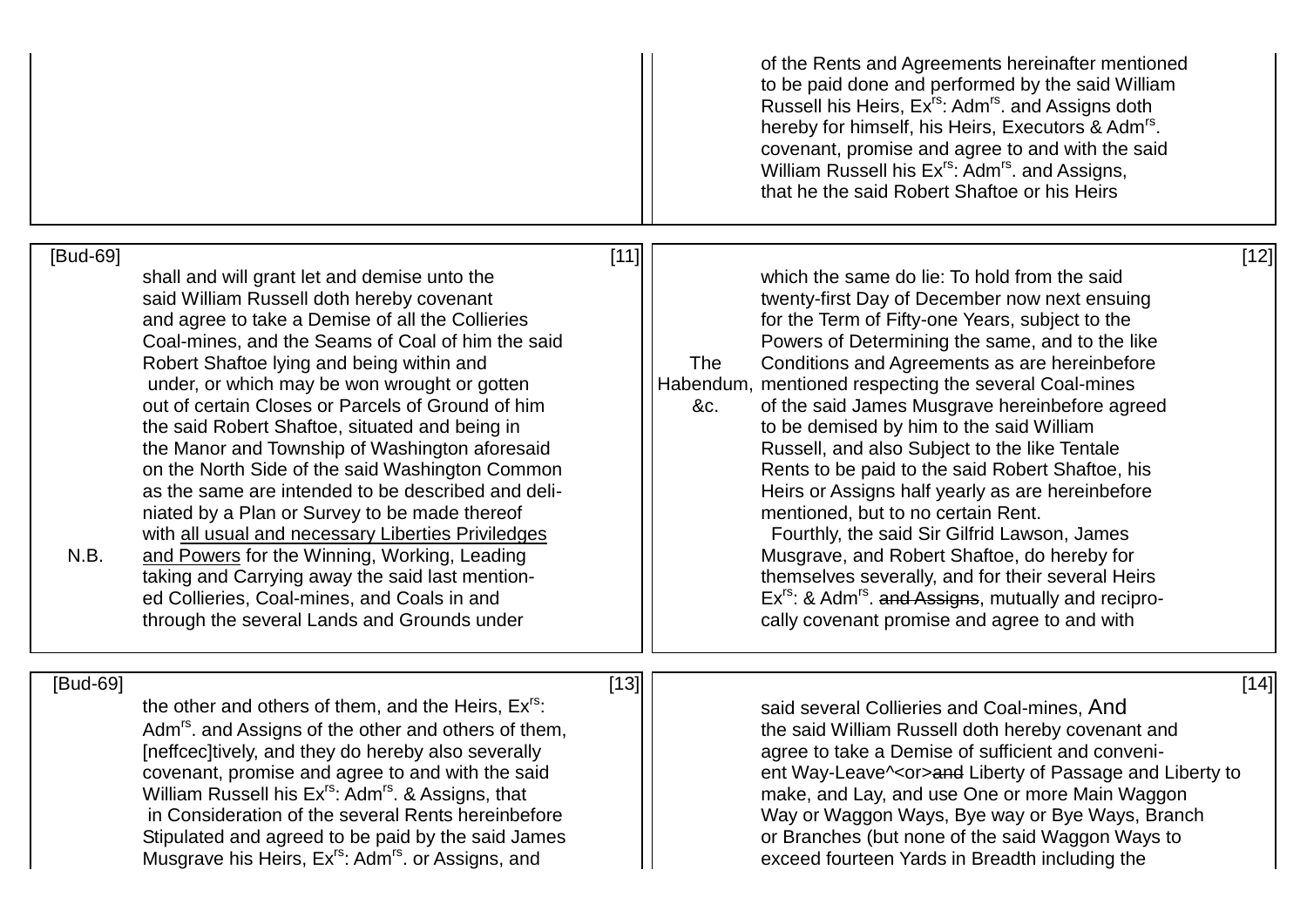of the Rents and Agreements hereinafter mentioned to be paid done and performed by the said William Russell his Heirs, Ex[rs]: Adm[rs]. and Assigns doth hereby for himself, his Heirs, Executors & Adm[rs]. covenant, promise and agree to and with the said William Russell his Ex[rs]: Adm[rs]. and Assigns, that he the said Robert Shaftoe or his Heirs

[Bud-69] [11]

shall and will grant let and demise unto the said William Russell doth hereby covenant and agree to take a Demise of all the Collieries Coal-mines, and the Seams of Coal of him the said Robert Shaftoe lying and being within and under, or which may be won wrought or gotten out of certain Closes or Parcels of Ground of him the said Robert Shaftoe, situated and being in the Manor and Township of Washington aforesaid on the North Side of the said Washington Common as the same are intended to be described and deli-niated by a Plan or Survey to be made thereof with <u>all usual and necessary Liberties Priviledges and Powers</u> for the Winning, Working, Leading taking and Carrying away the said last mention-ed Collieries, Coal-mines, and Coals in and through the several Lands and Grounds under

N.B.

[12]

which the same do lie: To hold from the said twenty-first Day of December now next ensuing for the Term of Fifty-one Years, subject to the Powers of Determining the same, and to the like Conditions and Agreements as are hereinbefore mentioned respecting the several Coal-mines of the said James Musgrave hereinbefore agreed to be demised by him to the said William Russell, and also Subject to the like Tentale Rents to be paid to the said Robert Shaftoe, his Heirs or Assigns half yearly as are hereinbefore mentioned, but to no certain Rent.

The Habendum, &c.

Fourthly, the said Sir Gilfrid Lawson, James Musgrave, and Robert Shaftoe, do hereby for themselves severally, and for their several Heirs Ex[rs]: & Adm[rs]. ~~and Assigns~~, mutually and recipro-cally covenant promise and agree to and with

[Bud-69] [13]

the other and others of them, and the Heirs, Ex[rs]: Adm[rs]. and Assigns of the other and others of them, [neffcec]tively, and they do hereby also severally covenant, promise and agree to and with the said William Russell his Ex[rs]: Adm[rs]. & Assigns, that in Consideration of the several Rents hereinbefore Stipulated and agreed to be paid by the said James Musgrave his Heirs, Ex[rs]: Adm[rs]. or Assigns, and

[14]

said several Collieries and Coal-mines, And the said William Russell doth hereby covenant and agree to take a Demise of sufficient and conveni-ent Way-Leave^<or>~~and~~ Liberty of Passage and Liberty to make, and Lay, and use One or more Main Waggon Way or Waggon Ways, Bye way or Bye Ways, Branch or Branches (but none of the said Waggon Ways to exceed fourteen Yards in Breadth including the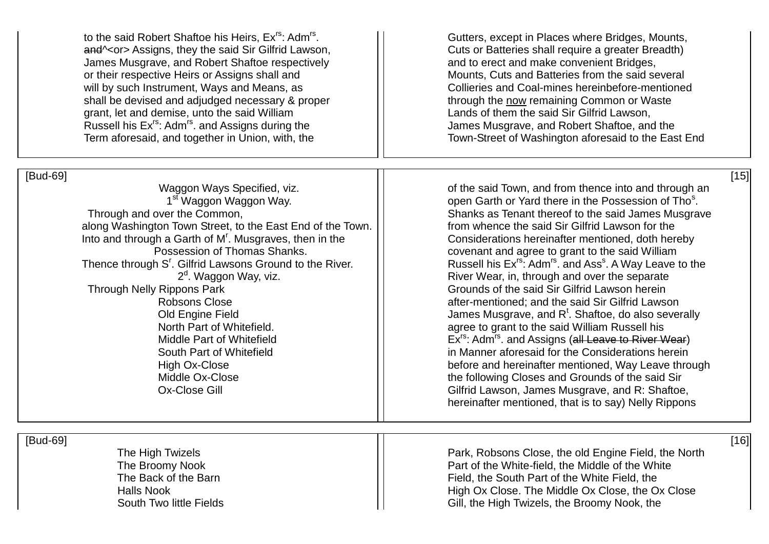to the said Robert Shaftoe his Heirs, Ex[rs]: Adm[rs].
~~and~~^<or> Assigns, they the said Sir Gilfrid Lawson,
James Musgrave, and Robert Shaftoe respectively
or their respective Heirs or Assigns shall and
will by such Instrument, Ways and Means, as
shall be devised and adjudged necessary & proper
grant, let and demise, unto the said William
Russell his Ex[rs]: Adm[rs]. and Assigns during the
Term aforesaid, and together in Union, with, the

Gutters, except in Places where Bridges, Mounts,
Cuts or Batteries shall require a greater Breadth)
and to erect and make convenient Bridges,
Mounts, Cuts and Batteries from the said several
Collieries and Coal-mines hereinbefore-mentioned
through the <u>now</u> remaining Common or Waste
Lands of them the said Sir Gilfrid Lawson,
James Musgrave, and Robert Shaftoe, and the
Town-Street of Washington aforesaid to the East End

[Bud-69]

Waggon Ways Specified, viz.

1[st] Waggon Waggon Way.

Through and over the Common,
along Washington Town Street, to the East End of the Town.
Into and through a Garth of M[r]. Musgraves, then in the
Possession of Thomas Shanks.
Thence through S[r]. Gilfrid Lawsons Ground to the River.

2[d]. Waggon Way, viz.

Through Nelly Rippons Park
Robsons Close
Old Engine Field
North Part of Whitefield.
Middle Part of Whitefield
South Part of Whitefield
High Ox-Close
Middle Ox-Close
Ox-Close Gill

of the said Town, and from thence into and through an
open Garth or Yard there in the Possession of Tho[s].
Shanks as Tenant thereof to the said James Musgrave
from whence the said Sir Gilfrid Lawson for the
Considerations hereinafter mentioned, doth hereby
covenant and agree to grant to the said William
Russell his Ex[rs]: Adm[rs]. and Ass[s]. A Way Leave to the
River Wear, in, through and over the separate
Grounds of the said Sir Gilfrid Lawson herein
after-mentioned; and the said Sir Gilfrid Lawson
James Musgrave, and R[t]. Shaftoe, do also severally
agree to grant to the said William Russell his
Ex[rs]: Adm[rs]. and Assigns (~~all Leave to River Wear~~)
in Manner aforesaid for the Considerations herein
before and hereinafter mentioned, Way Leave through
the following Closes and Grounds of the said Sir
Gilfrid Lawson, James Musgrave, and R: Shaftoe,
hereinafter mentioned, that is to say) Nelly Rippons

[Bud-69]

The High Twizels
The Broomy Nook
The Back of the Barn
Halls Nook
South Two little Fields

Park, Robsons Close, the old Engine Field, the North
Part of the White-field, the Middle of the White
Field, the South Part of the White Field, the
High Ox Close. The Middle Ox Close, the Ox Close
Gill, the High Twizels, the Broomy Nook, the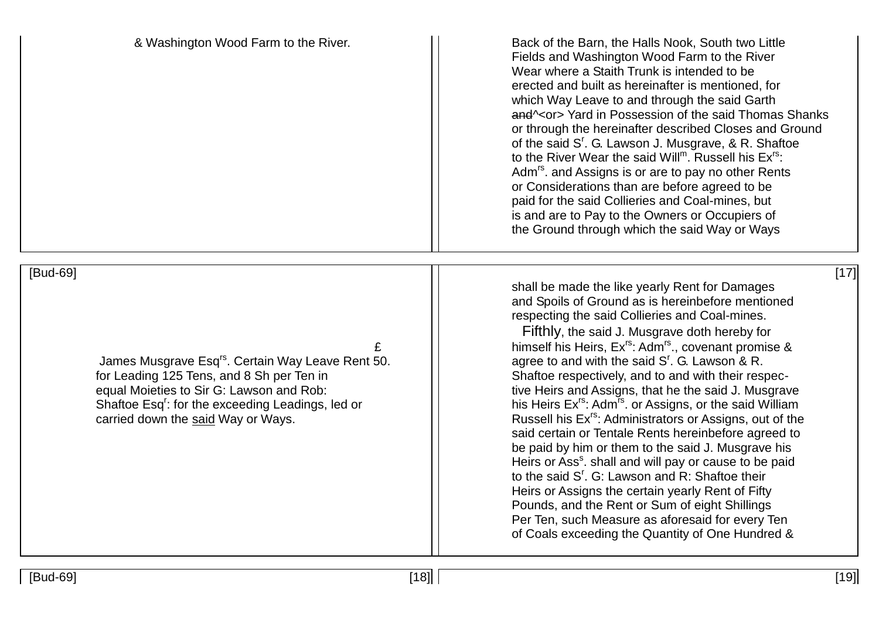& Washington Wood Farm to the River.

Back of the Barn, the Halls Nook, South two Little Fields and Washington Wood Farm to the River Wear where a Staith Trunk is intended to be erected and built as hereinafter is mentioned, for which Way Leave to and through the said Garth ~~and~~^<or> Yard in Possession of the said Thomas Shanks or through the hereinafter described Closes and Ground of the said S[r]. G. Lawson J. Musgrave, & R. Shaftoe to the River Wear the said Will[m]. Russell his Ex[rs]: Adm[rs]. and Assigns is or are to pay no other Rents or Considerations than are before agreed to be paid for the said Collieries and Coal-mines, but is and are to Pay to the Owners or Occupiers of the Ground through which the said Way or Ways

[Bud-69]

£

James Musgrave Esq[rs]. Certain Way Leave Rent 50. for Leading 125 Tens, and 8 Sh per Ten in equal Moieties to Sir G: Lawson and Rob: Shaftoe Esq[r]: for the exceeding Leadings, led or carried down the <u>said</u> Way or Ways.

shall be made the like yearly Rent for Damages and Spoils of Ground as is hereinbefore mentioned respecting the said Collieries and Coal-mines.

Fifthly, the said J. Musgrave doth hereby for himself his Heirs, Ex[rs]: Adm[rs]., covenant promise & agree to and with the said S[r]. G. Lawson & R. Shaftoe respectively, and to and with their respective Heirs and Assigns, that he the said J. Musgrave his Heirs Ex[rs]: Adm[rs]. or Assigns, or the said William Russell his Ex[rs]: Administrators or Assigns, out of the said certain or Tentale Rents hereinbefore agreed to be paid by him or them to the said J. Musgrave his Heirs or Ass[s]. shall and will pay or cause to be paid to the said S[r]. G: Lawson and R: Shaftoe their Heirs or Assigns the certain yearly Rent of Fifty Pounds, and the Rent or Sum of eight Shillings Per Ten, such Measure as aforesaid for every Ten of Coals exceeding the Quantity of One Hundred &

[Bud-69]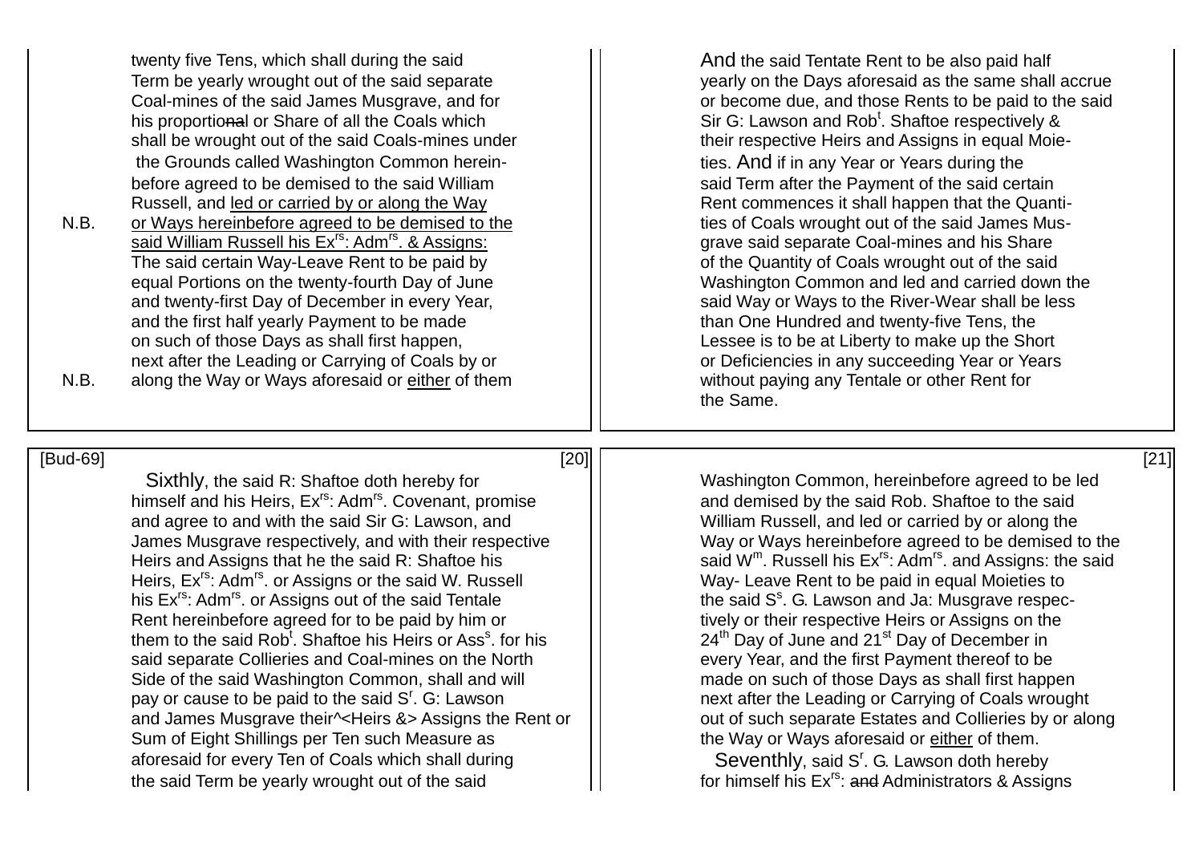twenty five Tens, which shall during the said Term be yearly wrought out of the said separate Coal-mines of the said James Musgrave, and for his proportio~~na~~l or Share of all the Coals which shall be wrought out of the said Coal-mines under the Grounds called Washington Common hereinbefore agreed to be demised to the said William Russell, and <u>led or carried by or along the Way</u>

N.B. <u>or Ways hereinbefore agreed to be demised to the said William Russell his Ex[rs]: Adm[rs]. & Assigns:</u> The said certain Way-Leave Rent to be paid by equal Portions on the twenty-fourth Day of June and twenty-first Day of December in every Year, and the first half yearly Payment to be made on such of those Days as shall first happen, next after the Leading or Carrying of Coals by or

N.B. along the Way or Ways aforesaid or <u>either</u> of them

And the said Tentate Rent to be also paid half yearly on the Days aforesaid as the same shall accrue or become due, and those Rents to be paid to the said Sir G: Lawson and Rob[t]. Shaftoe respectively & their respective Heirs and Assigns in equal Moieties. And if in any Year or Years during the said Term after the Payment of the said certain Rent commences it shall happen that the Quantities of Coals wrought out of the said James Musgrave said separate Coal-mines and his Share of the Quantity of Coals wrought out of the said Washington Common and led and carried down the said Way or Ways to the River-Wear shall be less than One Hundred and twenty-five Tens, the Lessee is to be at Liberty to make up the Short or Deficiencies in any succeeding Year or Years without paying any Tentale or other Rent for the Same.

[Bud-69] [20]

Sixthly, the said R: Shaftoe doth hereby for himself and his Heirs, Ex[rs]: Adm[rs]. Covenant, promise and agree to and with the said Sir G: Lawson, and James Musgrave respectively, and with their respective Heirs and Assigns that he the said R: Shaftoe his Heirs, Ex[rs]: Adm[rs]. or Assigns or the said W. Russell his Ex[rs]: Adm[rs]. or Assigns out of the said Tentale Rent hereinbefore agreed for to be paid by him or them to the said Rob[t]. Shaftoe his Heirs or Ass[s]. for his said separate Collieries and Coal-mines on the North Side of the said Washington Common, shall and will pay or cause to be paid to the said S[r]. G: Lawson and James Musgrave their^<Heirs &> Assigns the Rent or Sum of Eight Shillings per Ten such Measure as aforesaid for every Ten of Coals which shall during the said Term be yearly wrought out of the said

[21]

Washington Common, hereinbefore agreed to be led and demised by the said Rob. Shaftoe to the said William Russell, and led or carried by or along the Way or Ways hereinbefore agreed to be demised to the said W[m]. Russell his Ex[rs]: Adm[rs]. and Assigns: the said Way- Leave Rent to be paid in equal Moieties to the said S[s]. G. Lawson and Ja: Musgrave respectively or their respective Heirs or Assigns on the 24[th] Day of June and 21[st] Day of December in every Year, and the first Payment thereof to be made on such of those Days as shall first happen next after the Leading or Carrying of Coals wrought out of such separate Estates and Collieries by or along the Way or Ways aforesaid or <u>either</u> of them.

Seventhly, said S[r]. G. Lawson doth hereby for himself his Ex[rs]: ~~and~~ Administrators & Assigns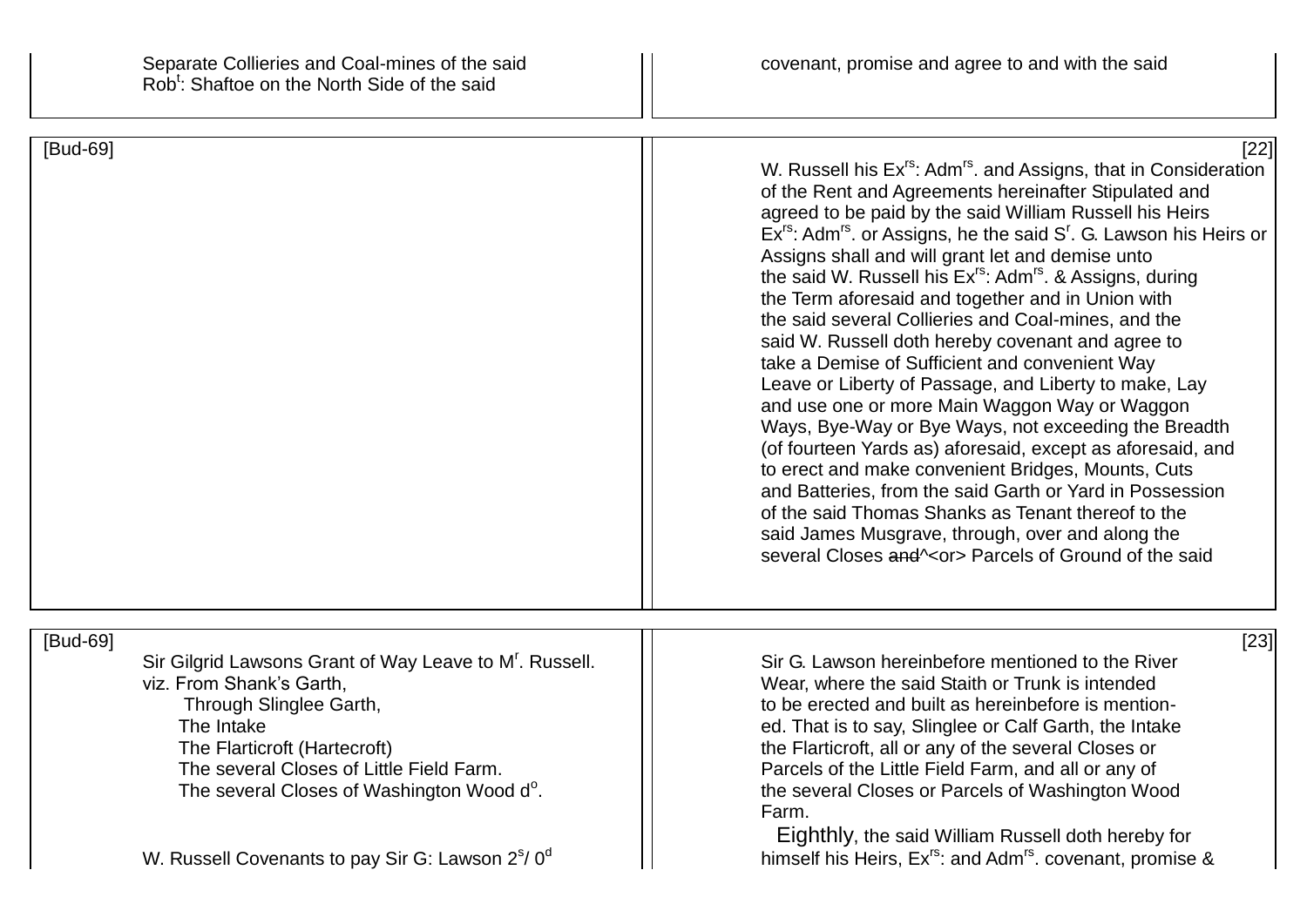Separate Collieries and Coal-mines of the said Rob[t]: Shaftoe on the North Side of the said

covenant, promise and agree to and with the said

[Bud-69]

[22]

W. Russell his Ex[rs]: Adm[rs]. and Assigns, that in Consideration of the Rent and Agreements hereinafter Stipulated and agreed to be paid by the said William Russell his Heirs Ex[rs]: Adm[rs]. or Assigns, he the said S[r]. G. Lawson his Heirs or Assigns shall and will grant let and demise unto the said W. Russell his Ex[rs]: Adm[rs]. & Assigns, during the Term aforesaid and together and in Union with the said several Collieries and Coal-mines, and the said W. Russell doth hereby covenant and agree to take a Demise of Sufficient and convenient Way Leave or Liberty of Passage, and Liberty to make, Lay and use one or more Main Waggon Way or Waggon Ways, Bye-Way or Bye Ways, not exceeding the Breadth (of fourteen Yards as) aforesaid, except as aforesaid, and to erect and make convenient Bridges, Mounts, Cuts and Batteries, from the said Garth or Yard in Possession of the said Thomas Shanks as Tenant thereof to the said James Musgrave, through, over and along the several Closes ~~and~~^<or> Parcels of Ground of the said

[Bud-69]

[23]

Sir Gilgrid Lawsons Grant of Way Leave to M[r]. Russell.
viz. From Shank's Garth,
Through Slinglee Garth,
The Intake
The Flarticroft (Hartecroft)
The several Closes of Little Field Farm.
The several Closes of Washington Wood d[o].

W. Russell Covenants to pay Sir G: Lawson 2[s]/ 0[d]

Sir G. Lawson hereinbefore mentioned to the River Wear, where the said Staith or Trunk is intended to be erected and built as hereinbefore is mentioned. That is to say, Slinglee or Calf Garth, the Intake the Flarticroft, all or any of the several Closes or Parcels of the Little Field Farm, and all or any of the several Closes or Parcels of Washington Wood Farm.

Eighthly, the said William Russell doth hereby for himself his Heirs, Ex[rs]: and Adm[rs]. covenant, promise &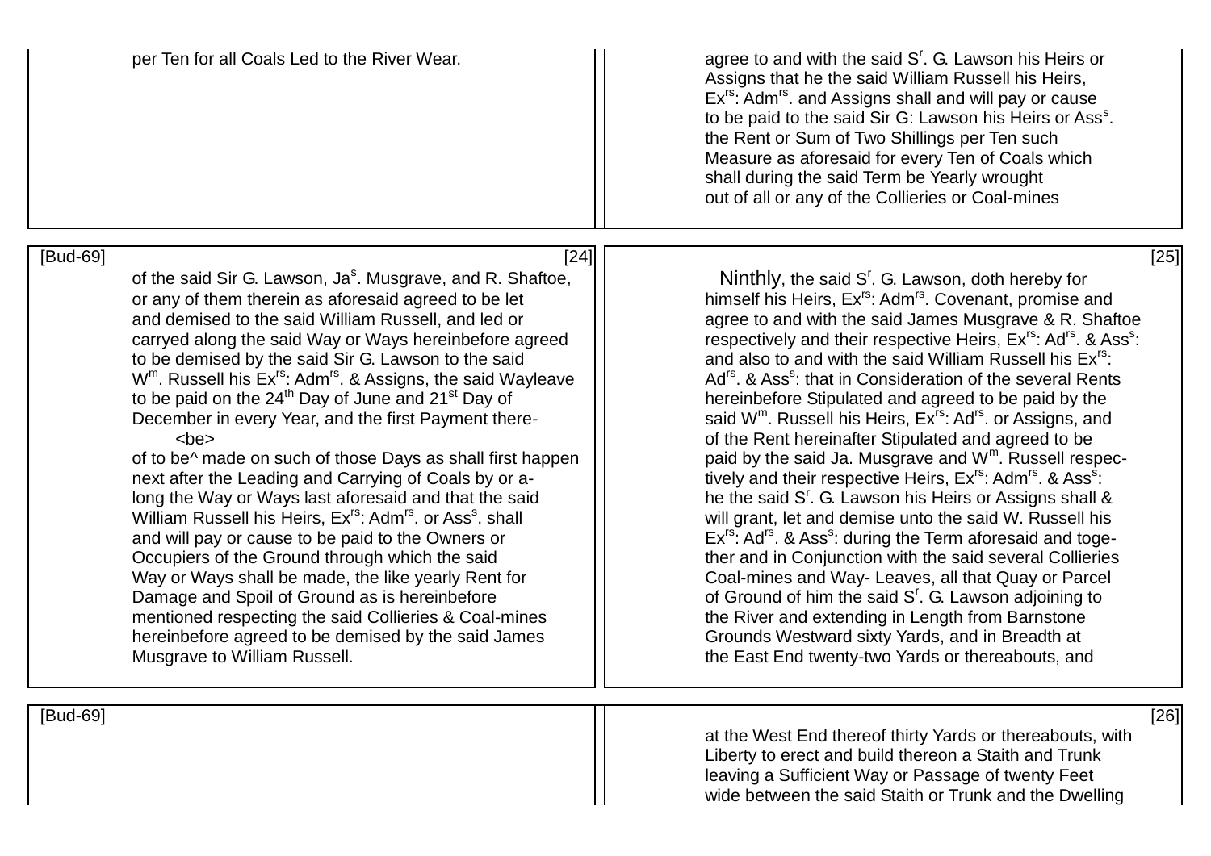per Ten for all Coals Led to the River Wear.

agree to and with the said S[r]. G. Lawson his Heirs or Assigns that he the said William Russell his Heirs, Ex[rs]: Adm[rs]. and Assigns shall and will pay or cause to be paid to the said Sir G: Lawson his Heirs or Ass[s]. the Rent or Sum of Two Shillings per Ten such Measure as aforesaid for every Ten of Coals which shall during the said Term be Yearly wrought out of all or any of the Collieries or Coal-mines

[Bud-69] [24]

of the said Sir G. Lawson, Ja[s]. Musgrave, and R. Shaftoe, or any of them therein as aforesaid agreed to be let and demised to the said William Russell, and led or carryed along the said Way or Ways hereinbefore agreed to be demised by the said Sir G. Lawson to the said W[m]. Russell his Ex[rs]: Adm[rs]. & Assigns, the said Wayleave to be paid on the 24[th] Day of June and 21[st] Day of December in every Year, and the first Payment there-of to be<be>^ made on such of those Days as shall first happen next after the Leading and Carrying of Coals by or a-long the Way or Ways last aforesaid and that the said William Russell his Heirs, Ex[rs]: Adm[rs]. or Ass[s]. shall and will pay or cause to be paid to the Owners or Occupiers of the Ground through which the said Way or Ways shall be made, the like yearly Rent for Damage and Spoil of Ground as is hereinbefore mentioned respecting the said Collieries & Coal-mines hereinbefore agreed to be demised by the said James Musgrave to William Russell.

[25]

Ninthly, the said S[r]. G. Lawson, doth hereby for himself his Heirs, Ex[rs]: Adm[rs]. Covenant, promise and agree to and with the said James Musgrave & R. Shaftoe respectively and their respective Heirs, Ex[rs]: Ad[rs]. & Ass[s]: and also to and with the said William Russell his Ex[rs]: Ad[rs]. & Ass[s]: that in Consideration of the several Rents hereinbefore Stipulated and agreed to be paid by the said W[m]. Russell his Heirs, Ex[rs]: Ad[rs]. or Assigns, and of the Rent hereinafter Stipulated and agreed to be paid by the said Ja. Musgrave and W[m]. Russell respec-tively and their respective Heirs, Ex[rs]: Adm[rs]. & Ass[s]: he the said S[r]. G. Lawson his Heirs or Assigns shall & will grant, let and demise unto the said W. Russell his Ex[rs]: Ad[rs]. & Ass[s]: during the Term aforesaid and toge-ther and in Conjunction with the said several Collieries Coal-mines and Way- Leaves, all that Quay or Parcel of Ground of him the said S[r]. G. Lawson adjoining to the River and extending in Length from Barnstone Grounds Westward sixty Yards, and in Breadth at the East End twenty-two Yards or thereabouts, and

[Bud-69]

[26]

at the West End thereof thirty Yards or thereabouts, with Liberty to erect and build thereon a Staith and Trunk leaving a Sufficient Way or Passage of twenty Feet wide between the said Staith or Trunk and the Dwelling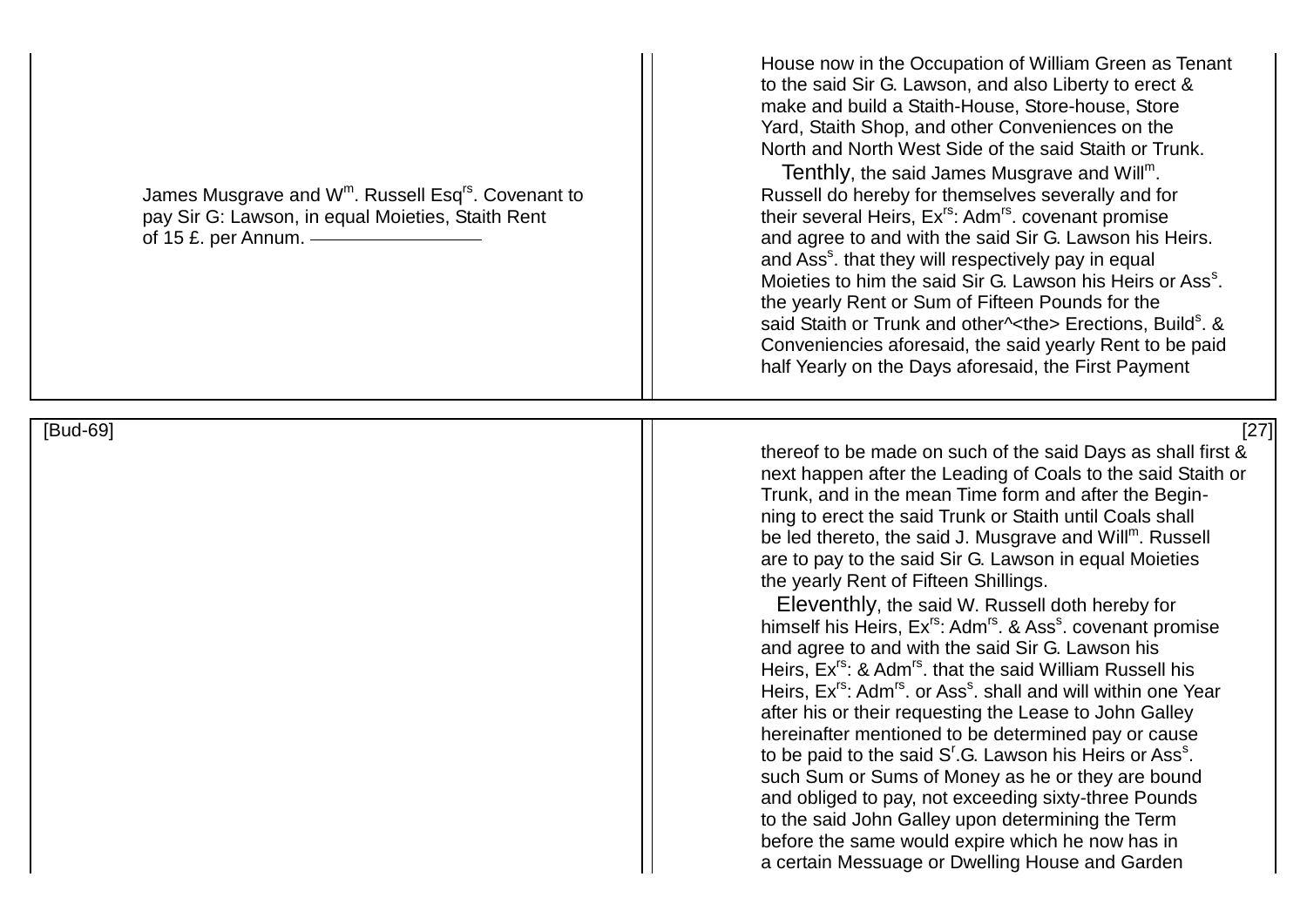House now in the Occupation of William Green as Tenant to the said Sir G. Lawson, and also Liberty to erect & make and build a Staith-House, Store-house, Store Yard, Staith Shop, and other Conveniences on the North and North West Side of the said Staith or Trunk.

James Musgrave and W[m]. Russell Esq[rs]. Covenant to pay Sir G: Lawson, in equal Moieties, Staith Rent of 15 £. per Annum.

Tenthly, the said James Musgrave and Will[m]. Russell do hereby for themselves severally and for their several Heirs, Ex[rs]: Adm[rs]. covenant promise and agree to and with the said Sir G. Lawson his Heirs. and Ass[s]. that they will respectively pay in equal Moieties to him the said Sir G. Lawson his Heirs or Ass[s]. the yearly Rent or Sum of Fifteen Pounds for the said Staith or Trunk and other^<the> Erections, Build[s]. & Conveniencies aforesaid, the said yearly Rent to be paid half Yearly on the Days aforesaid, the First Payment

[Bud-69]

thereof to be made on such of the said Days as shall first & next happen after the Leading of Coals to the said Staith or Trunk, and in the mean Time form and after the Beginning to erect the said Trunk or Staith until Coals shall be led thereto, the said J. Musgrave and Will[m]. Russell are to pay to the said Sir G. Lawson in equal Moieties the yearly Rent of Fifteen Shillings.

Eleventhly, the said W. Russell doth hereby for himself his Heirs, Ex[rs]: Adm[rs]. & Ass[s]. covenant promise and agree to and with the said Sir G. Lawson his Heirs, Ex[rs]: & Adm[rs]. that the said William Russell his Heirs, Ex[rs]: Adm[rs]. or Ass[s]. shall and will within one Year after his or their requesting the Lease to John Galley hereinafter mentioned to be determined pay or cause to be paid to the said S[r].G. Lawson his Heirs or Ass[s]. such Sum or Sums of Money as he or they are bound and obliged to pay, not exceeding sixty-three Pounds to the said John Galley upon determining the Term before the same would expire which he now has in a certain Messuage or Dwelling House and Garden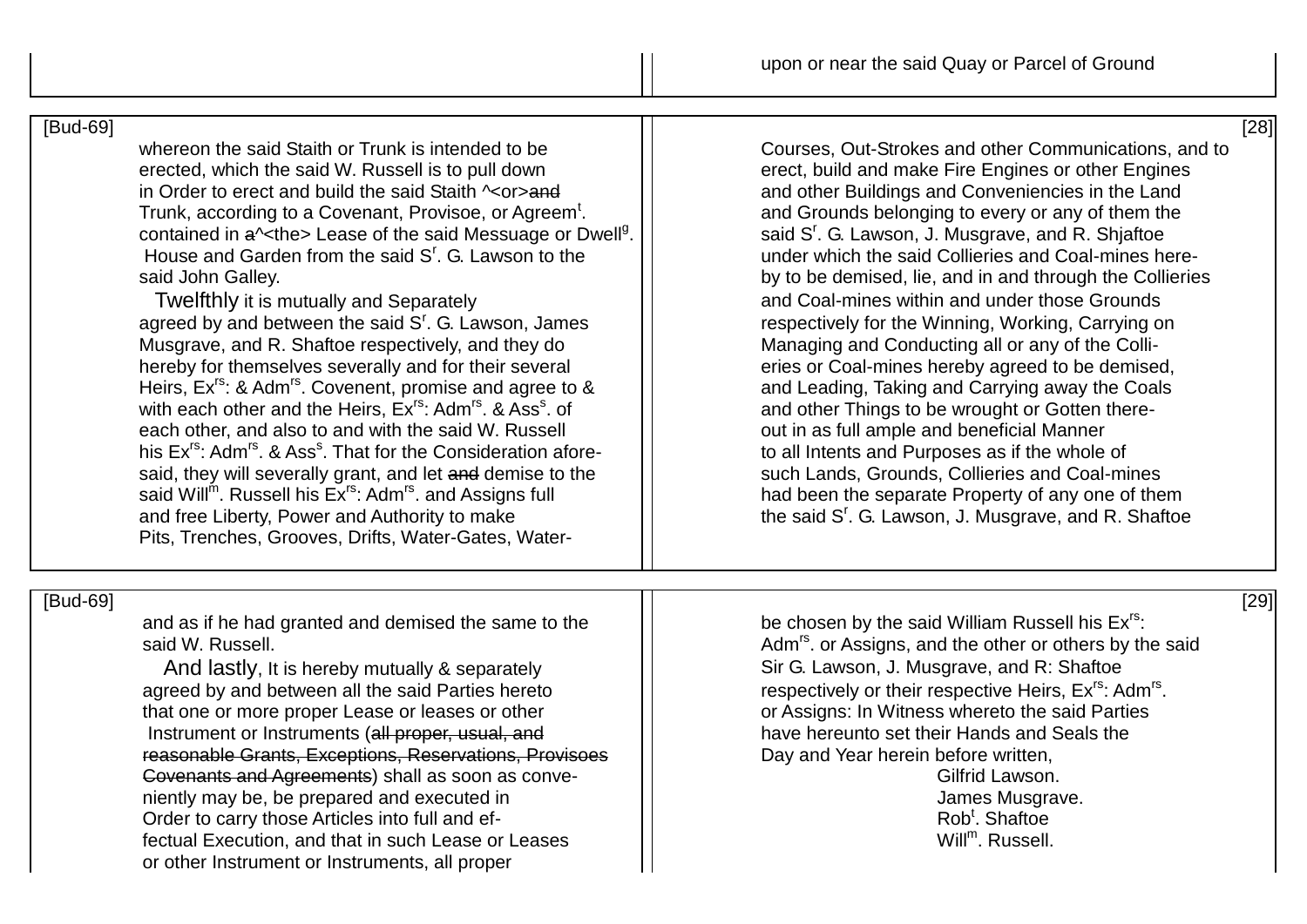upon or near the said Quay or Parcel of Ground

[Bud-69] [28]

whereon the said Staith or Trunk is intended to be erected, which the said W. Russell is to pull down in Order to erect and build the said Staith ^<or>~~and~~ Trunk, according to a Covenant, Provisoe, or Agreem[t]. contained in ~~a~~^<the> Lease of the said Messuage or Dwell[g]. House and Garden from the said S[r]. G. Lawson to the said John Galley.

Twelfthly it is mutually and Separately agreed by and between the said S[r]. G. Lawson, James Musgrave, and R. Shaftoe respectively, and they do hereby for themselves severally and for their several Heirs, Ex[rs]: & Adm[rs]. Covenent, promise and agree to & with each other and the Heirs, Ex[rs]: Adm[rs]. & Ass[s]. of each other, and also to and with the said W. Russell his Ex[rs]: Adm[rs]. & Ass[s]. That for the Consideration aforesaid, they will severally grant, and let ~~and~~ demise to the said Will[m]. Russell his Ex[rs]: Adm[rs]. and Assigns full and free Liberty, Power and Authority to make Pits, Trenches, Grooves, Drifts, Water-Gates, Water-Courses, Out-Strokes and other Communications, and to erect, build and make Fire Engines or other Engines and other Buildings and Conveniencies in the Land and Grounds belonging to every or any of them the said S[r]. G. Lawson, J. Musgrave, and R. Shjaftoe under which the said Collieries and Coal-mines hereby to be demised, lie, and in and through the Collieries and Coal-mines within and under those Grounds respectively for the Winning, Working, Carrying on Managing and Conducting all or any of the Collieries or Coal-mines hereby agreed to be demised, and Leading, Taking and Carrying away the Coals and other Things to be wrought or Gotten thereout in as full ample and beneficial Manner to all Intents and Purposes as if the whole of such Lands, Grounds, Collieries and Coal-mines had been the separate Property of any one of them the said S[r]. G. Lawson, J. Musgrave, and R. Shaftoe

[Bud-69] [29]

and as if he had granted and demised the same to the said W. Russell.

And lastly, It is hereby mutually & separately agreed by and between all the said Parties hereto that one or more proper Lease or leases or other Instrument or Instruments (~~all proper, usual, and reasonable Grants, Exceptions, Reservations, Provisoes Covenants and Agreements~~) shall as soon as conveniently may be, be prepared and executed in Order to carry those Articles into full and effectual Execution, and that in such Lease or Leases or other Instrument or Instruments, all proper be chosen by the said William Russell his Ex[rs]: Adm[rs]. or Assigns, and the other or others by the said Sir G. Lawson, J. Musgrave, and R: Shaftoe respectively or their respective Heirs, Ex[rs]: Adm[rs]. or Assigns: In Witness whereto the said Parties have hereunto set their Hands and Seals the Day and Year herein before written,

Gilfrid Lawson.
James Musgrave.
Rob[t]. Shaftoe
Will[m]. Russell.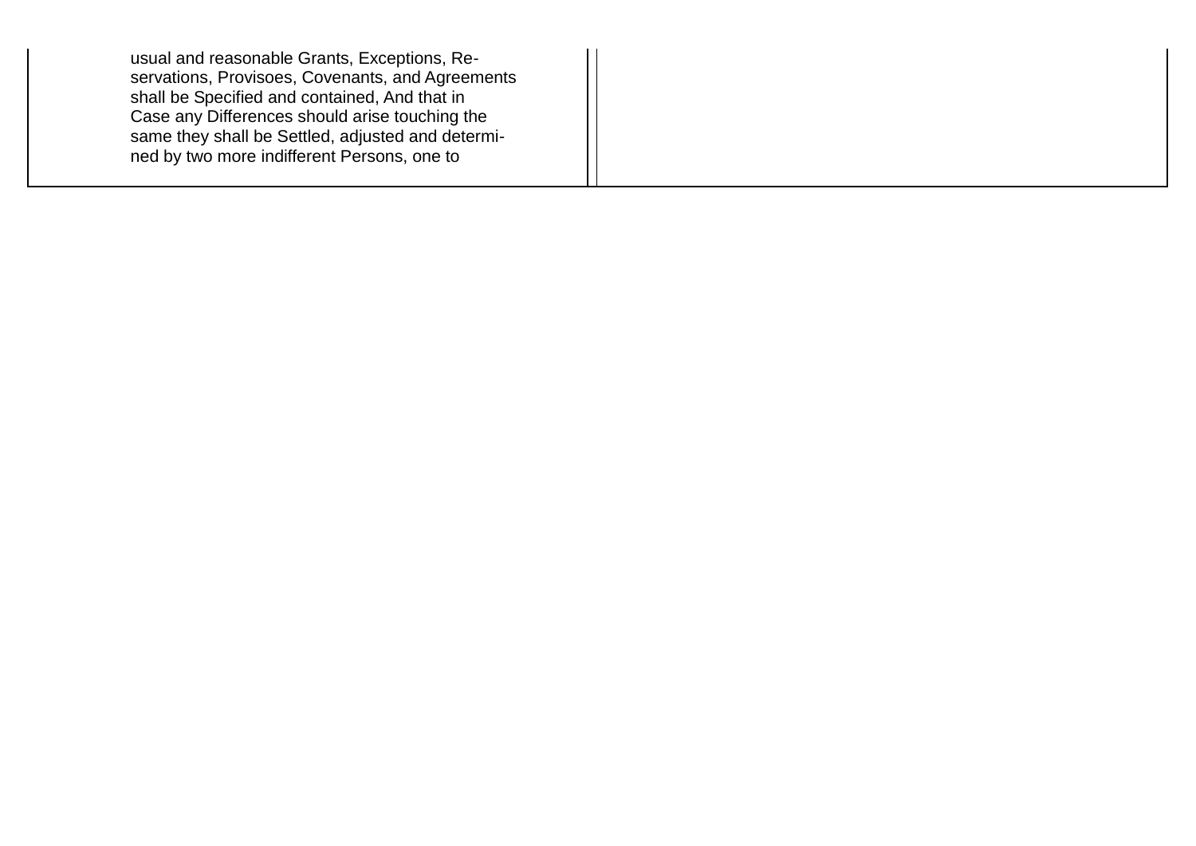usual and reasonable Grants, Exceptions, Re-
servations, Provisoes, Covenants, and Agreements
shall be Specified and contained, And that in
Case any Differences should arise touching the
same they shall be Settled, adjusted and determi-
ned by two more indifferent Persons, one to